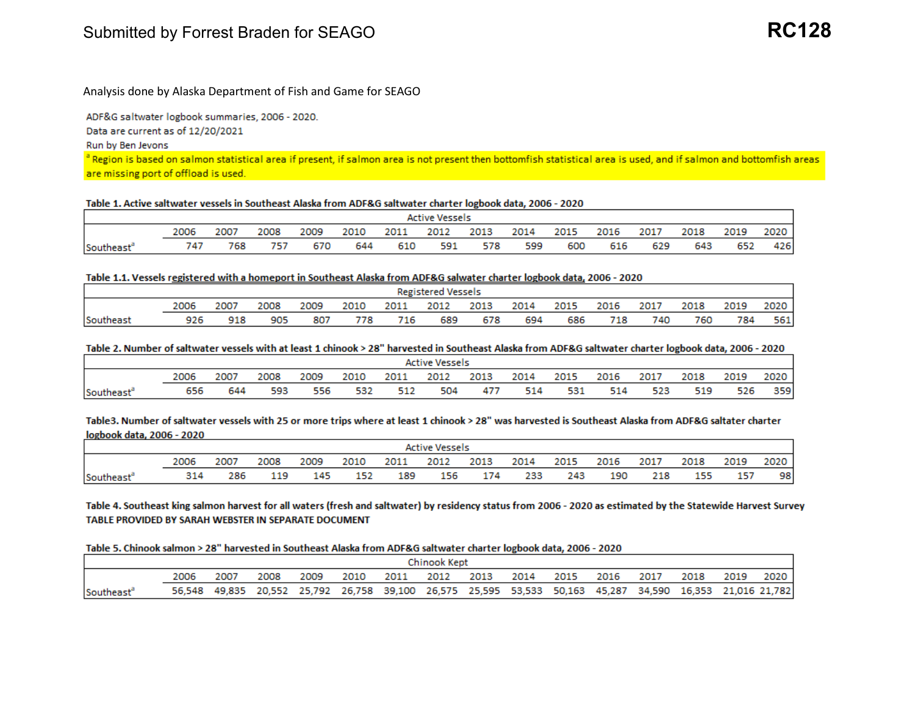Submitted by Forrest Braden for SEAGO

**RC128**

Analysis done by Alaska Department of Fish and Game for SEAGO

ADF&G saltwater logbook summaries, 2006 - 2020.
Data are current as of 12/20/2021
Run by Ben Jevons
[a] Region is based on salmon statistical area if present, if salmon area is not present then bottomfish statistical area is used, and if salmon and bottomfish areas are missing port of offload is used.

**Table 1. Active saltwater vessels in Southeast Alaska from ADF&G saltwater charter logbook data, 2006 - 2020**

| | Active Vessels | | | | | | | | | | | | | | |
|---|---|---|---|---|---|---|---|---|---|---|---|---|---|---|---|
| | 2006 | 2007 | 2008 | 2009 | 2010 | 2011 | 2012 | 2013 | 2014 | 2015 | 2016 | 2017 | 2018 | 2019 | 2020 |
| Southeast[a] | 747 | 768 | 757 | 670 | 644 | 610 | 591 | 578 | 599 | 600 | 616 | 629 | 643 | 652 | 426 |

**Table 1.1. Vessels registered with a homeport in Southeast Alaska from ADF&G salwater charter logbook data, 2006 - 2020**

| | Registered Vessels | | | | | | | | | | | | | | |
|---|---|---|---|---|---|---|---|---|---|---|---|---|---|---|---|
| | 2006 | 2007 | 2008 | 2009 | 2010 | 2011 | 2012 | 2013 | 2014 | 2015 | 2016 | 2017 | 2018 | 2019 | 2020 |
| Southeast | 926 | 918 | 905 | 807 | 778 | 716 | 689 | 678 | 694 | 686 | 718 | 740 | 760 | 784 | 561 |

**Table 2. Number of saltwater vessels with at least 1 chinook > 28" harvested in Southeast Alaska from ADF&G saltwater charter logbook data, 2006 - 2020**

| | Active Vessels | | | | | | | | | | | | | | |
|---|---|---|---|---|---|---|---|---|---|---|---|---|---|---|---|
| | 2006 | 2007 | 2008 | 2009 | 2010 | 2011 | 2012 | 2013 | 2014 | 2015 | 2016 | 2017 | 2018 | 2019 | 2020 |
| Southeast[a] | 656 | 644 | 593 | 556 | 532 | 512 | 504 | 477 | 514 | 531 | 514 | 523 | 519 | 526 | 359 |

**Table3. Number of saltwater vessels with 25 or more trips where at least 1 chinook > 28" was harvested is Southeast Alaska from ADF&G saltater charter logbook data, 2006 - 2020**

| | Active Vessels | | | | | | | | | | | | | | |
|---|---|---|---|---|---|---|---|---|---|---|---|---|---|---|---|
| | 2006 | 2007 | 2008 | 2009 | 2010 | 2011 | 2012 | 2013 | 2014 | 2015 | 2016 | 2017 | 2018 | 2019 | 2020 |
| Southeast[a] | 314 | 286 | 119 | 145 | 152 | 189 | 156 | 174 | 233 | 243 | 190 | 218 | 155 | 157 | 98 |

**Table 4. Southeast king salmon harvest for all waters (fresh and saltwater) by residency status from 2006 - 2020 as estimated by the Statewide Harvest Survey**
**TABLE PROVIDED BY SARAH WEBSTER IN SEPARATE DOCUMENT**

**Table 5. Chinook salmon > 28" harvested in Southeast Alaska from ADF&G saltwater charter logbook data, 2006 - 2020**

| | Chinook Kept | | | | | | | | | | | | | | |
|---|---|---|---|---|---|---|---|---|---|---|---|---|---|---|---|
| | 2006 | 2007 | 2008 | 2009 | 2010 | 2011 | 2012 | 2013 | 2014 | 2015 | 2016 | 2017 | 2018 | 2019 | 2020 |
| Southeast[a] | 56,548 | 49,835 | 20,552 | 25,792 | 26,758 | 39,100 | 26,575 | 25,595 | 53,533 | 50,163 | 45,287 | 34,590 | 16,353 | 21,016 | 21,782 |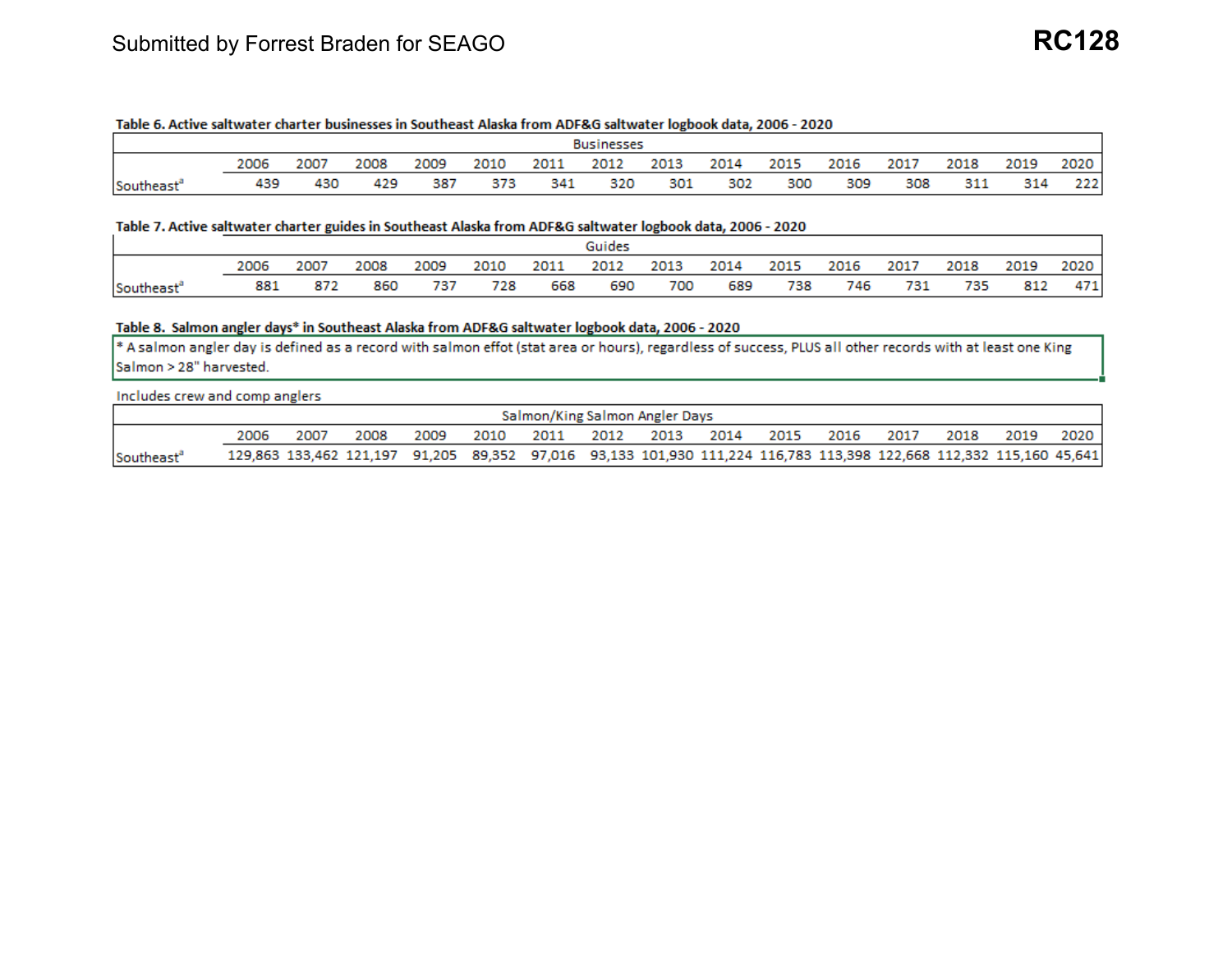Submitted by Forrest Braden for SEAGO

**RC128**

**Table 6. Active saltwater charter businesses in Southeast Alaska from ADF&G saltwater logbook data, 2006 - 2020**

| | Businesses | | | | | | | | | | | | | | |
|---|---|---|---|---|---|---|---|---|---|---|---|---|---|---|---|
| | 2006 | 2007 | 2008 | 2009 | 2010 | 2011 | 2012 | 2013 | 2014 | 2015 | 2016 | 2017 | 2018 | 2019 | 2020 |
| Southeast[a] | 439 | 430 | 429 | 387 | 373 | 341 | 320 | 301 | 302 | 300 | 309 | 308 | 311 | 314 | 222 |

**Table 7. Active saltwater charter guides in Southeast Alaska from ADF&G saltwater logbook data, 2006 - 2020**

| | Guides | | | | | | | | | | | | | | |
|---|---|---|---|---|---|---|---|---|---|---|---|---|---|---|---|
| | 2006 | 2007 | 2008 | 2009 | 2010 | 2011 | 2012 | 2013 | 2014 | 2015 | 2016 | 2017 | 2018 | 2019 | 2020 |
| Southeast[a] | 881 | 872 | 860 | 737 | 728 | 668 | 690 | 700 | 689 | 738 | 746 | 731 | 735 | 812 | 471 |

**Table 8. Salmon angler days* in Southeast Alaska from ADF&G saltwater logbook data, 2006 - 2020**

* A salmon angler day is defined as a record with salmon effot (stat area or hours), regardless of success, PLUS all other records with at least one King Salmon > 28" harvested.

Includes crew and comp anglers

| | Salmon/King Salmon Angler Days | | | | | | | | | | | | | | |
|---|---|---|---|---|---|---|---|---|---|---|---|---|---|---|---|
| | 2006 | 2007 | 2008 | 2009 | 2010 | 2011 | 2012 | 2013 | 2014 | 2015 | 2016 | 2017 | 2018 | 2019 | 2020 |
| Southeast[a] | 129,863 | 133,462 | 121,197 | 91,205 | 89,352 | 97,016 | 93,133 | 101,930 | 111,224 | 116,783 | 113,398 | 122,668 | 112,332 | 115,160 | 45,641 |